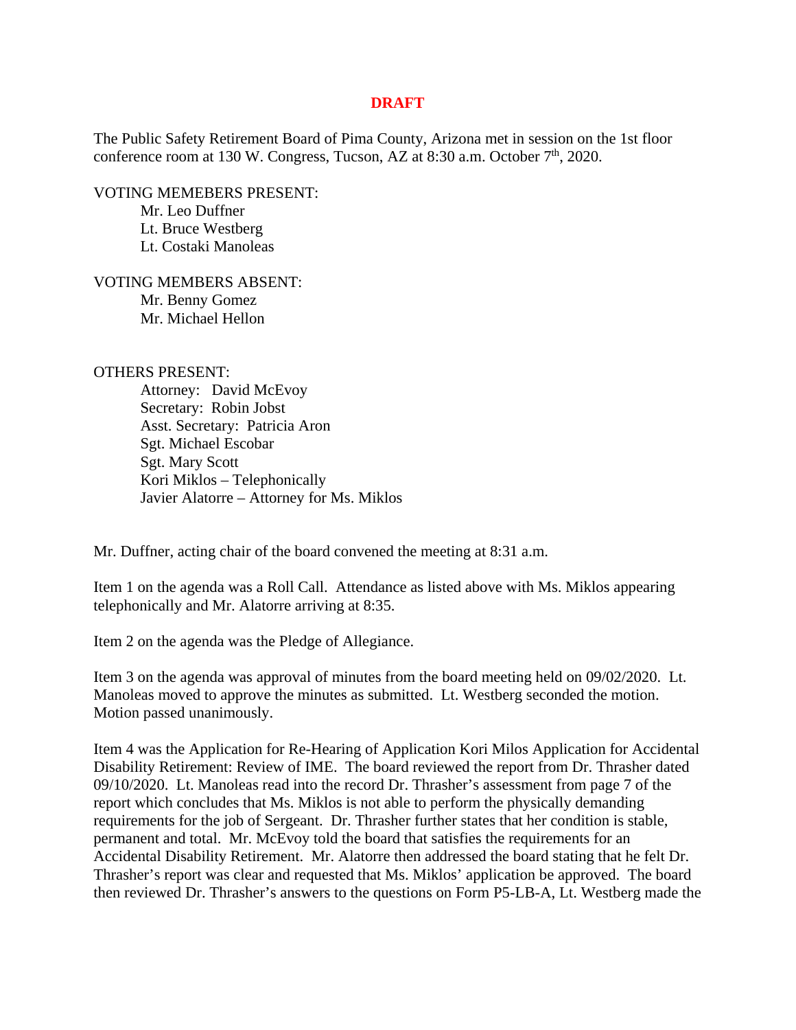**DRAFT**

The Public Safety Retirement Board of Pima County, Arizona met in session on the 1st floor conference room at 130 W. Congress, Tucson, AZ at 8:30 a.m. October 7th, 2020.

VOTING MEMEBERS PRESENT:

Mr. Leo Duffner
Lt. Bruce Westberg
Lt. Costaki Manoleas

VOTING MEMBERS ABSENT:

Mr. Benny Gomez
Mr. Michael Hellon

OTHERS PRESENT:

Attorney: David McEvoy
Secretary: Robin Jobst
Asst. Secretary: Patricia Aron
Sgt. Michael Escobar
Sgt. Mary Scott
Kori Miklos – Telephonically
Javier Alatorre – Attorney for Ms. Miklos

Mr. Duffner, acting chair of the board convened the meeting at 8:31 a.m.

Item 1 on the agenda was a Roll Call. Attendance as listed above with Ms. Miklos appearing telephonically and Mr. Alatorre arriving at 8:35.

Item 2 on the agenda was the Pledge of Allegiance.

Item 3 on the agenda was approval of minutes from the board meeting held on 09/02/2020. Lt. Manoleas moved to approve the minutes as submitted. Lt. Westberg seconded the motion. Motion passed unanimously.

Item 4 was the Application for Re-Hearing of Application Kori Milos Application for Accidental Disability Retirement: Review of IME. The board reviewed the report from Dr. Thrasher dated 09/10/2020. Lt. Manoleas read into the record Dr. Thrasher's assessment from page 7 of the report which concludes that Ms. Miklos is not able to perform the physically demanding requirements for the job of Sergeant. Dr. Thrasher further states that her condition is stable, permanent and total. Mr. McEvoy told the board that satisfies the requirements for an Accidental Disability Retirement. Mr. Alatorre then addressed the board stating that he felt Dr. Thrasher's report was clear and requested that Ms. Miklos' application be approved. The board then reviewed Dr. Thrasher's answers to the questions on Form P5-LB-A, Lt. Westberg made the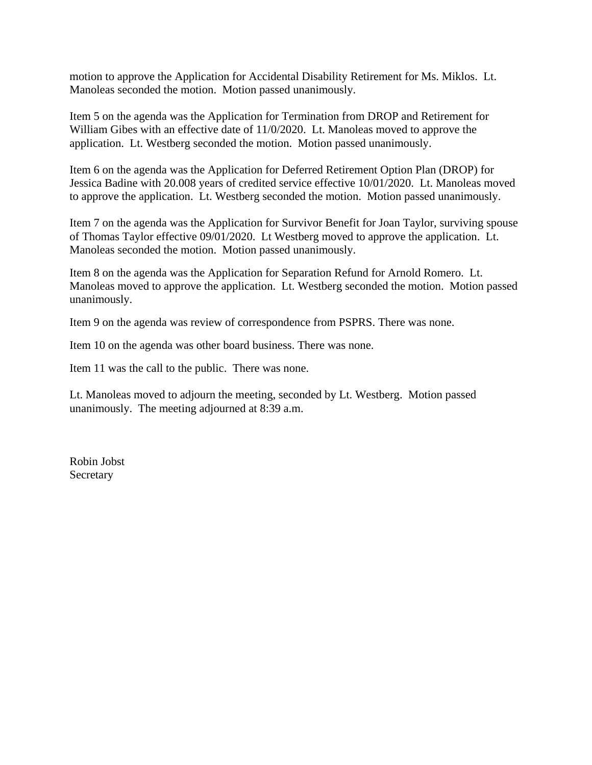motion to approve the Application for Accidental Disability Retirement for Ms. Miklos. Lt. Manoleas seconded the motion. Motion passed unanimously.

Item 5 on the agenda was the Application for Termination from DROP and Retirement for William Gibes with an effective date of 11/0/2020. Lt. Manoleas moved to approve the application. Lt. Westberg seconded the motion. Motion passed unanimously.

Item 6 on the agenda was the Application for Deferred Retirement Option Plan (DROP) for Jessica Badine with 20.008 years of credited service effective 10/01/2020. Lt. Manoleas moved to approve the application. Lt. Westberg seconded the motion. Motion passed unanimously.

Item 7 on the agenda was the Application for Survivor Benefit for Joan Taylor, surviving spouse of Thomas Taylor effective 09/01/2020. Lt Westberg moved to approve the application. Lt. Manoleas seconded the motion. Motion passed unanimously.

Item 8 on the agenda was the Application for Separation Refund for Arnold Romero. Lt. Manoleas moved to approve the application. Lt. Westberg seconded the motion. Motion passed unanimously.

Item 9 on the agenda was review of correspondence from PSPRS. There was none.

Item 10 on the agenda was other board business. There was none.

Item 11 was the call to the public. There was none.

Lt. Manoleas moved to adjourn the meeting, seconded by Lt. Westberg. Motion passed unanimously. The meeting adjourned at 8:39 a.m.

Robin Jobst
Secretary